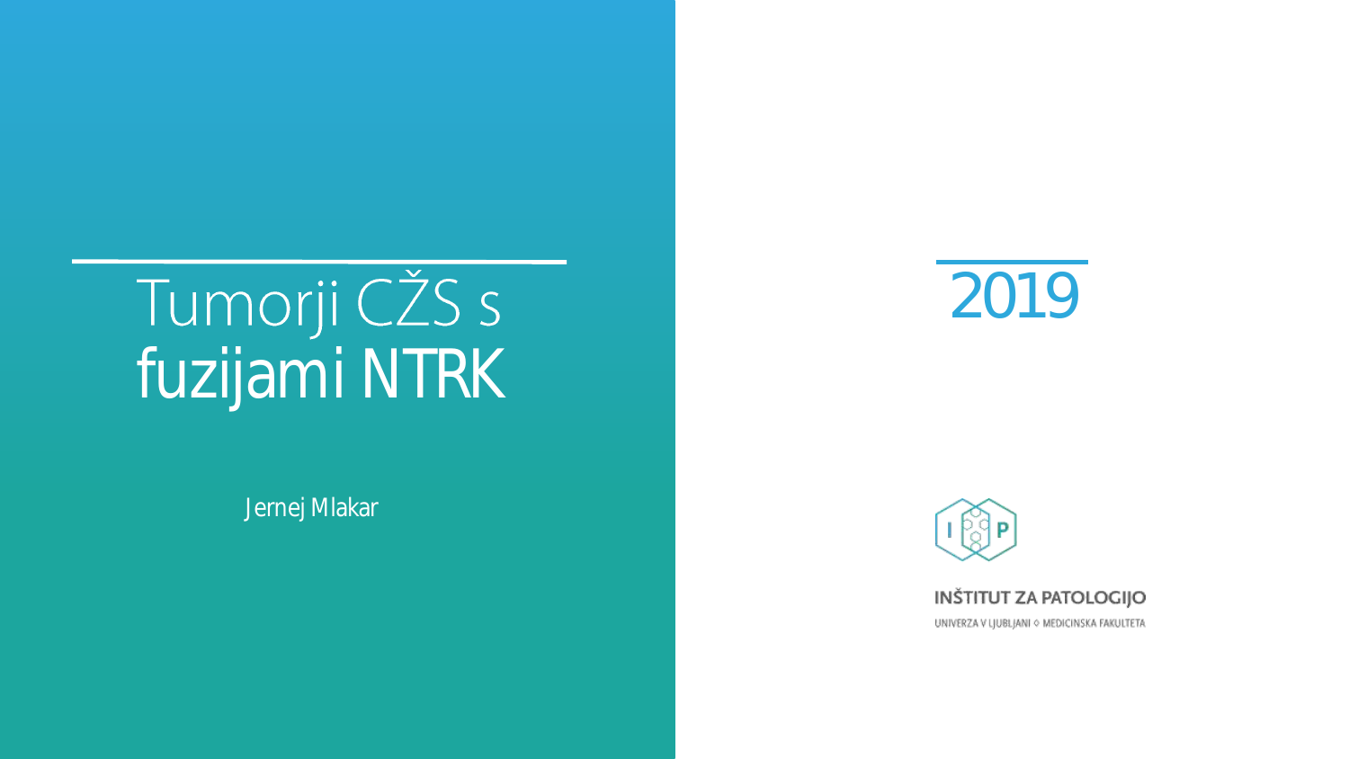# Tumorji CŽS s fuzijami NTRK

Jernej Mlakar

2019

INŠTITUT ZA PATOLOGIJO

UNIVERZA V LJUBLJANI ◇ MEDICINSKA FAKULTETA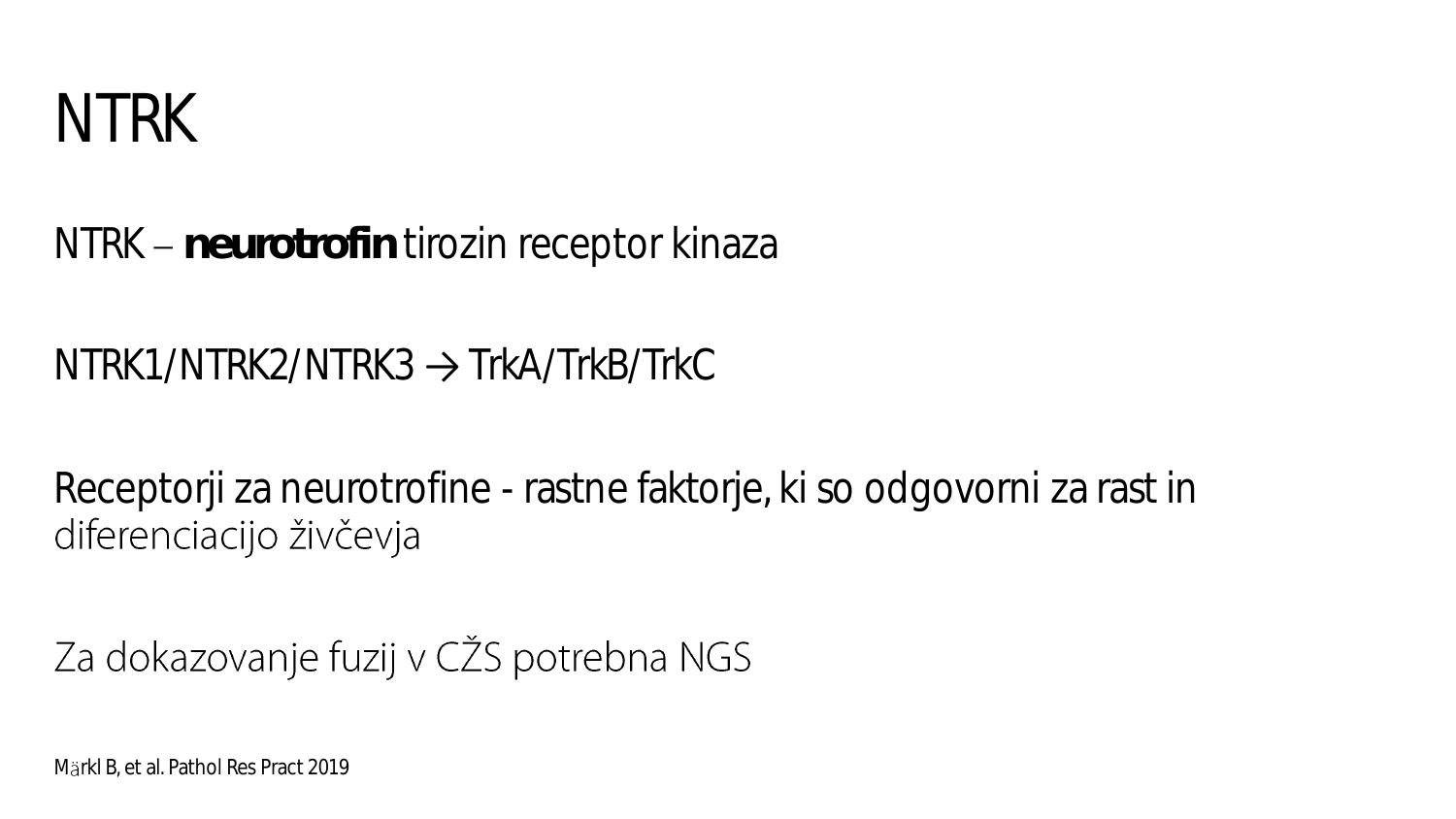# NTRK

NTRK – **neurotrofin** tirozin receptor kinaza

NTRK1/NTRK2/NTRK3 → TrkA/TrkB/TrkC

Receptorji za neurotrofine - rastne faktorje, ki so odgovorni za rast in diferenciacijo živčevja

Za dokazovanje fuzij v CŽS potrebna NGS

Märkl B, et al. Pathol Res Pract 2019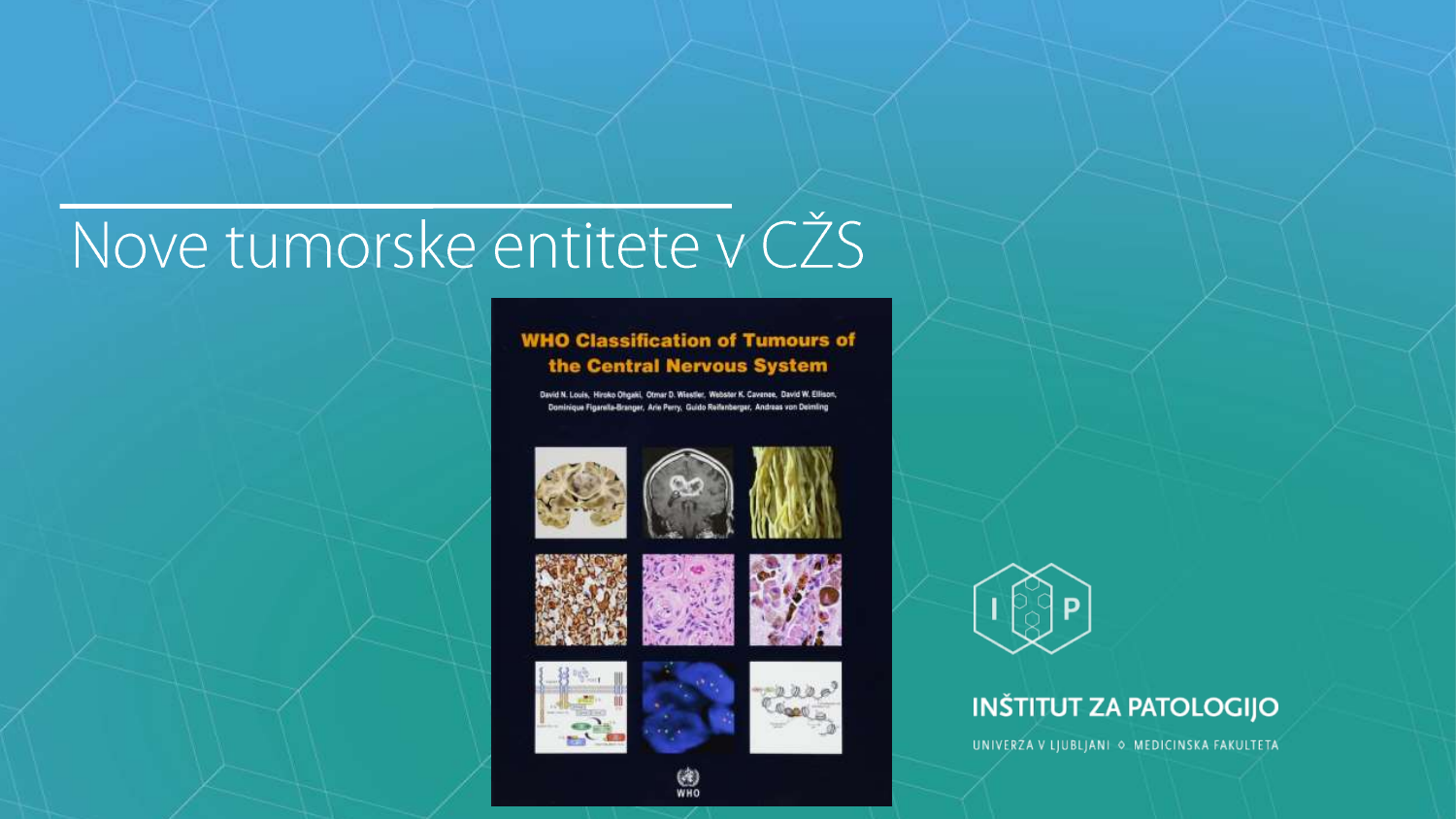# Nove tumorske entitete v CŽS

**WHO Classification of Tumours of the Central Nervous System**

David N. Louis, Hiroko Ohgaki, Otmar D. Wiestler, Webster K. Cavenee, David W. Ellison, Dominique Figarella-Branger, Arie Perry, Guido Reifenberger, Andreas von Deimling

WHO

INŠTITUT ZA PATOLOGIJO

UNIVERZA V LJUBLJANI ◇ MEDICINSKA FAKULTETA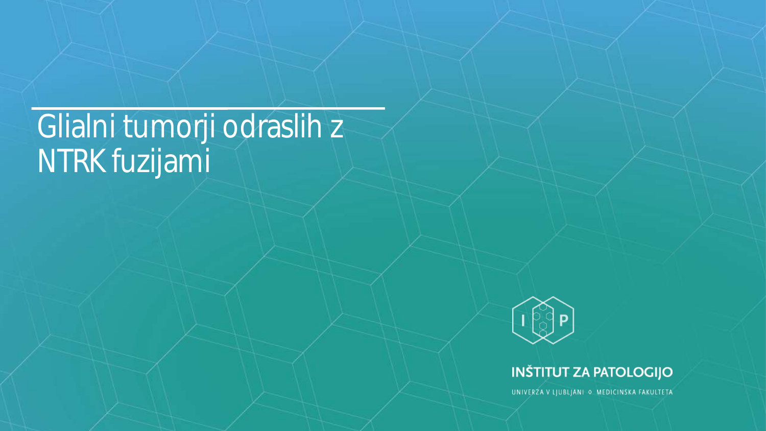# Glialni tumorji odraslih z NTRK fuzijami

INŠTITUT ZA PATOLOGIJO

UNIVERZA V LJUBLJANI ◇ MEDICINSKA FAKULTETA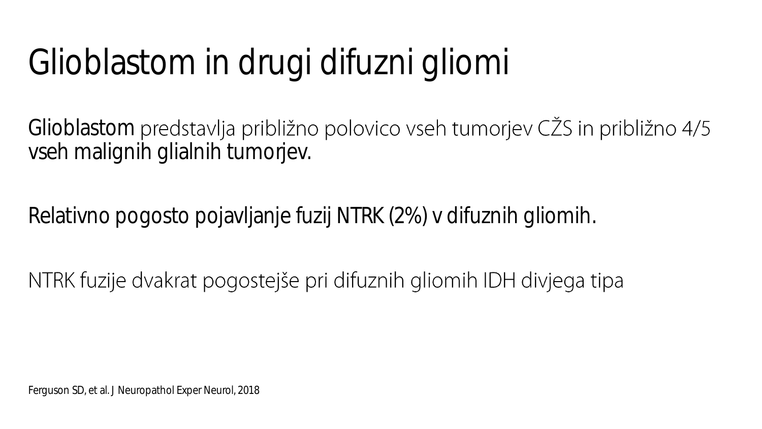# Glioblastom in drugi difuzni gliomi

Glioblastom predstavlja približno polovico vseh tumorjev CŽS in približno 4/5 vseh malignih glialnih tumorjev.

Relativno pogosto pojavljanje fuzij NTRK (2%) v difuznih gliomih.

NTRK fuzije dvakrat pogostejše pri difuznih gliomih IDH divjega tipa

Ferguson SD, et al. J Neuropathol Exper Neurol, 2018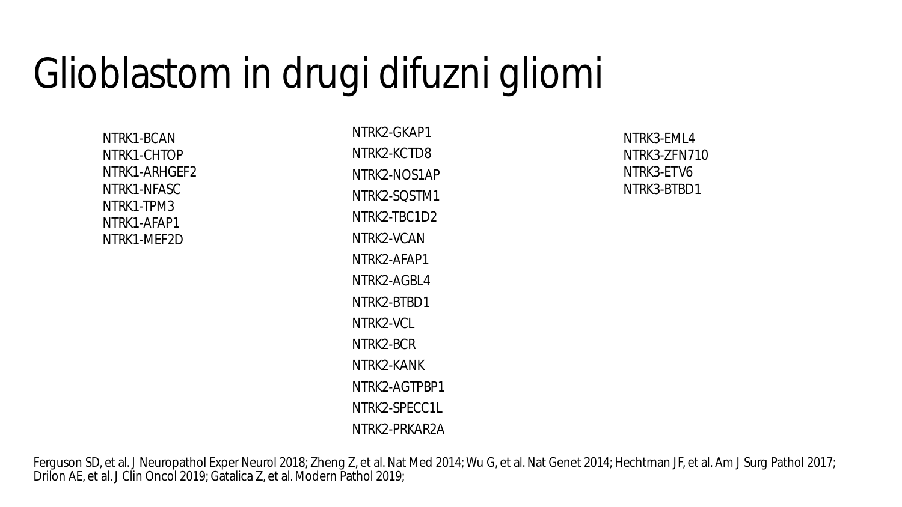# Glioblastom in drugi difuzni gliomi

NTRK1-BCAN
NTRK1-CHTOP
NTRK1-ARHGEF2
NTRK1-NFASC
NTRK1-TPM3
NTRK1-AFAP1
NTRK1-MEF2D

NTRK2-GKAP1
NTRK2-KCTD8
NTRK2-NOS1AP
NTRK2-SQSTM1
NTRK2-TBC1D2
NTRK2-VCAN
NTRK2-AFAP1
NTRK2-AGBL4
NTRK2-BTBD1
NTRK2-VCL
NTRK2-BCR
NTRK2-KANK
NTRK2-AGTPBP1
NTRK2-SPECC1L
NTRK2-PRKAR2A

NTRK3-EML4
NTRK3-ZFN710
NTRK3-ETV6
NTRK3-BTBD1

Ferguson SD, et al. J Neuropathol Exper Neurol 2018; Zheng Z, et al. Nat Med 2014; Wu G, et al. Nat Genet 2014; Hechtman JF, et al. Am J Surg Pathol 2017; Drilon AE, et al. J Clin Oncol 2019; Gatalica Z, et al. Modern Pathol 2019;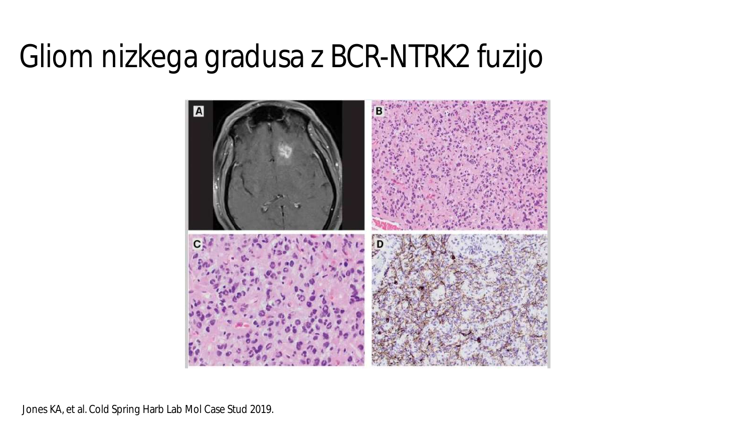# Gliom nizkega gradusa z BCR-NTRK2 fuzijo

Jones KA, et al. Cold Spring Harb Lab Mol Case Stud 2019.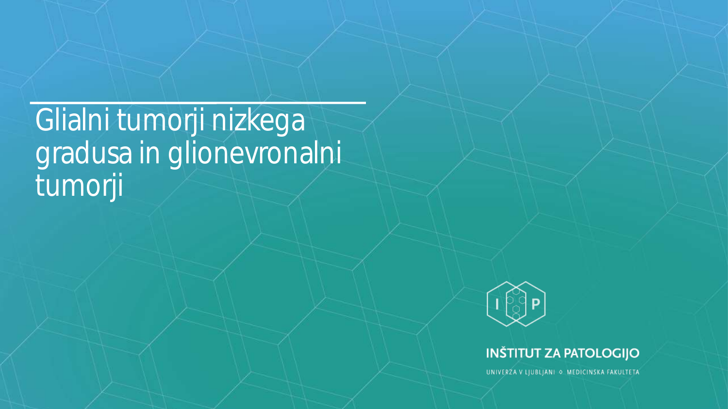# Glialni tumorji nizkega gradusa in glionevronalni tumorji

INŠTITUT ZA PATOLOGIJO

UNIVERZA V LJUBLJANI ◇ MEDICINSKA FAKULTETA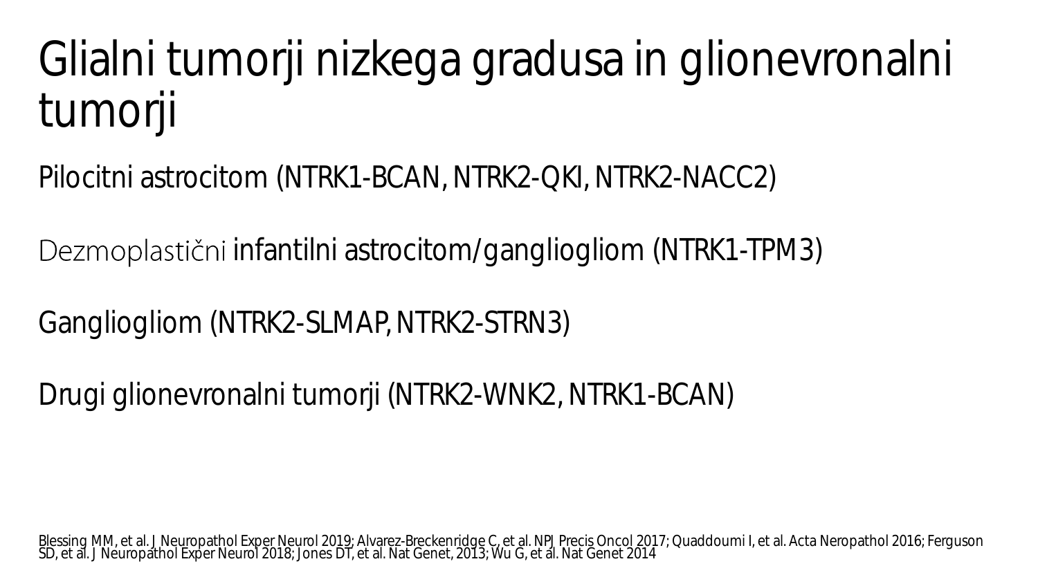# Glialni tumorji nizkega gradusa in glionevronalni tumorji

Pilocitni astrocitom (NTRK1-BCAN, NTRK2-QKI, NTRK2-NACC2)

Dezmoplastični infantilni astrocitom/gangliogliom (NTRK1-TPM3)

Gangliogliom (NTRK2-SLMAP, NTRK2-STRN3)

Drugi glionevronalni tumorji (NTRK2-WNK2, NTRK1-BCAN)

Blessing MM, et al. J Neuropathol Exper Neurol 2019; Alvarez-Breckenridge C, et al. NPJ Precis Oncol 2017; Quaddoumi I, et al. Acta Neropathol 2016; Ferguson SD, et al. J Neuropathol Exper Neurol 2018; Jones DT, et al. Nat Genet, 2013; Wu G, et al. Nat Genet 2014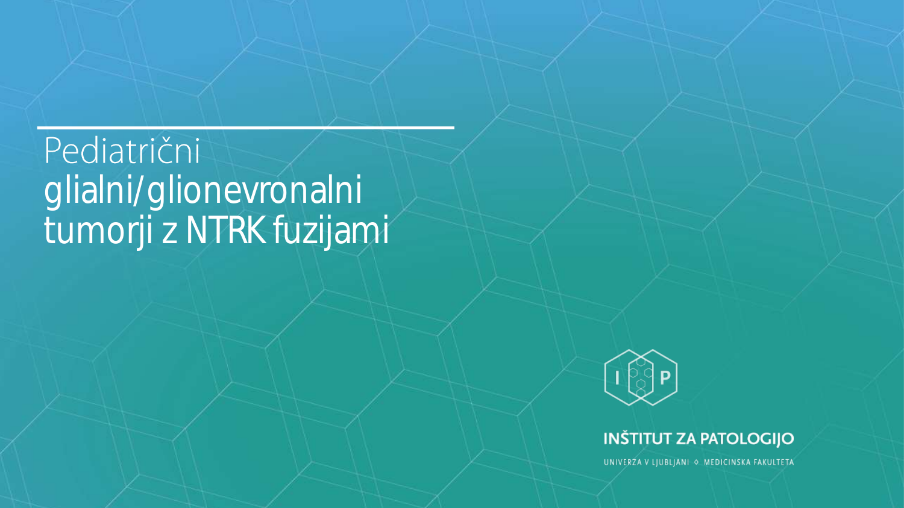# Pediatrični glialni/glionevronalni tumorji z NTRK fuzijami

INŠTITUT ZA PATOLOGIJO

UNIVERZA V LJUBLJANI ◇ MEDICINSKA FAKULTETA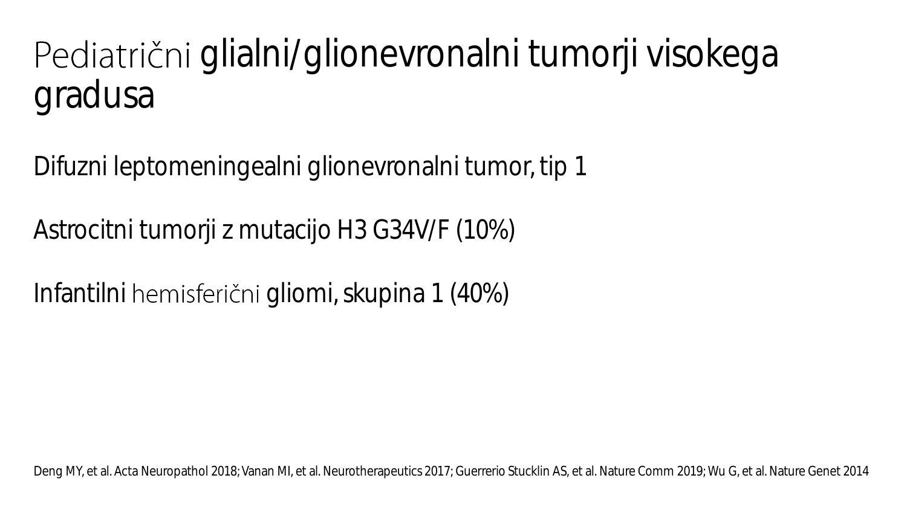# Pediatrični glialni/glionevronalni tumorji visokega gradusa

Difuzni leptomeningealni glionevronalni tumor, tip 1

Astrocitni tumorji z mutacijo H3 G34V/F (10%)

Infantilni hemisferični gliomi, skupina 1 (40%)

Deng MY, et al. Acta Neuropathol 2018; Vanan MI, et al. Neurotherapeutics 2017; Guerrerio Stucklin AS, et al. Nature Comm 2019; Wu G, et al. Nature Genet 2014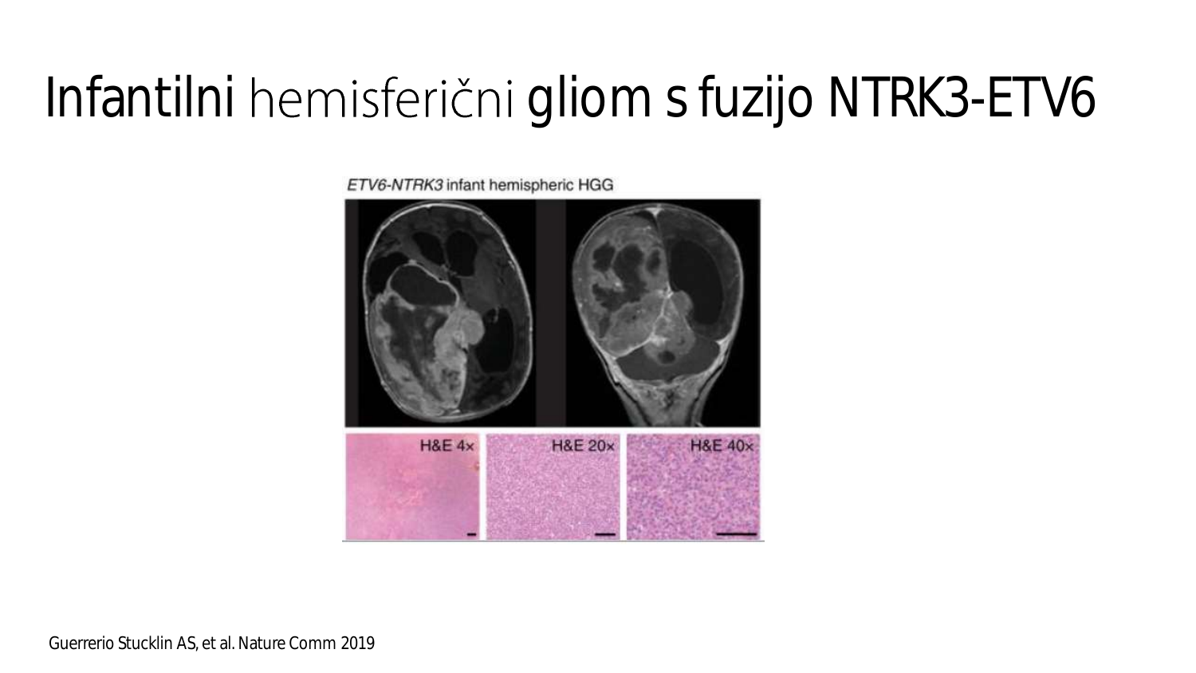# Infantilni hemisferični gliom s fuzijo NTRK3-ETV6

*ETV6-NTRK3* infant hemispheric HGG

H&E 4× H&E 20× H&E 40×

Guerrerio Stucklin AS, et al. Nature Comm 2019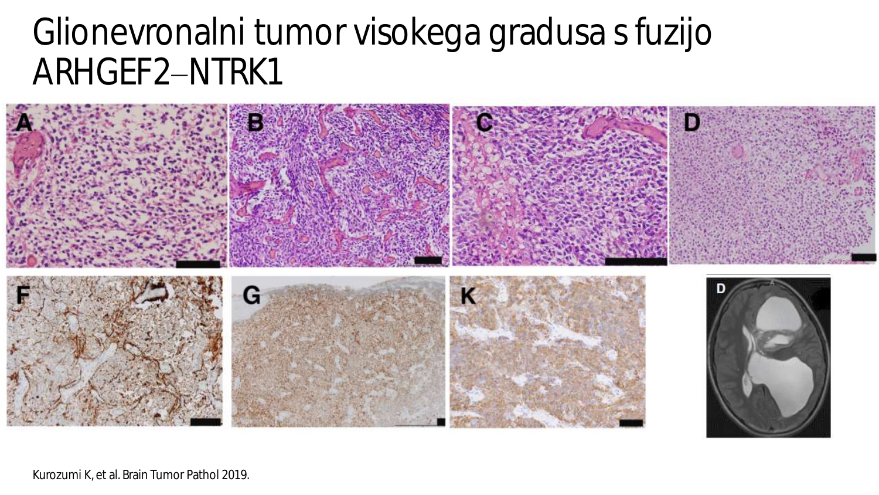# Glionevronalni tumor visokega gradusa s fuzijo ARHGEF2–NTRK1

Kurozumi K, et al. Brain Tumor Pathol 2019.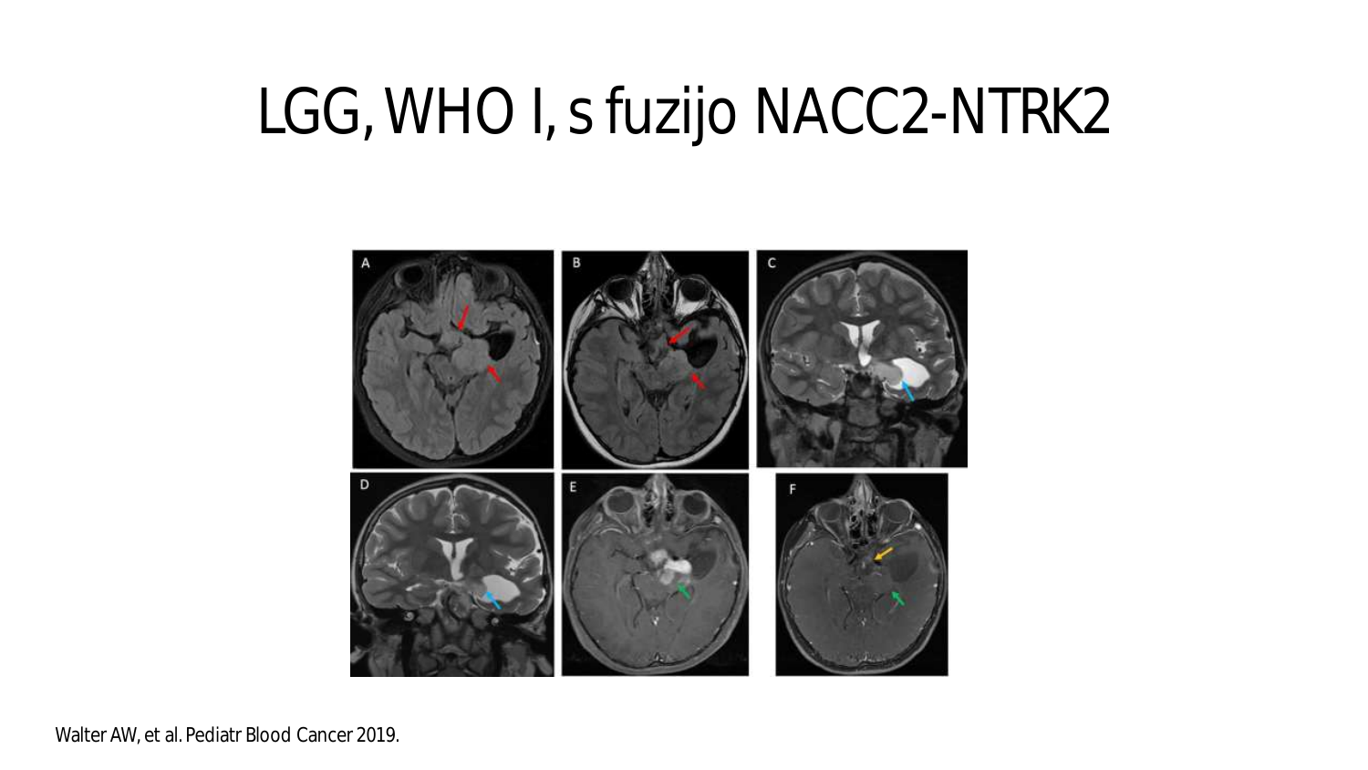# LGG, WHO I, s fuzijo NACC2-NTRK2

Walter AW, et al. Pediatr Blood Cancer 2019.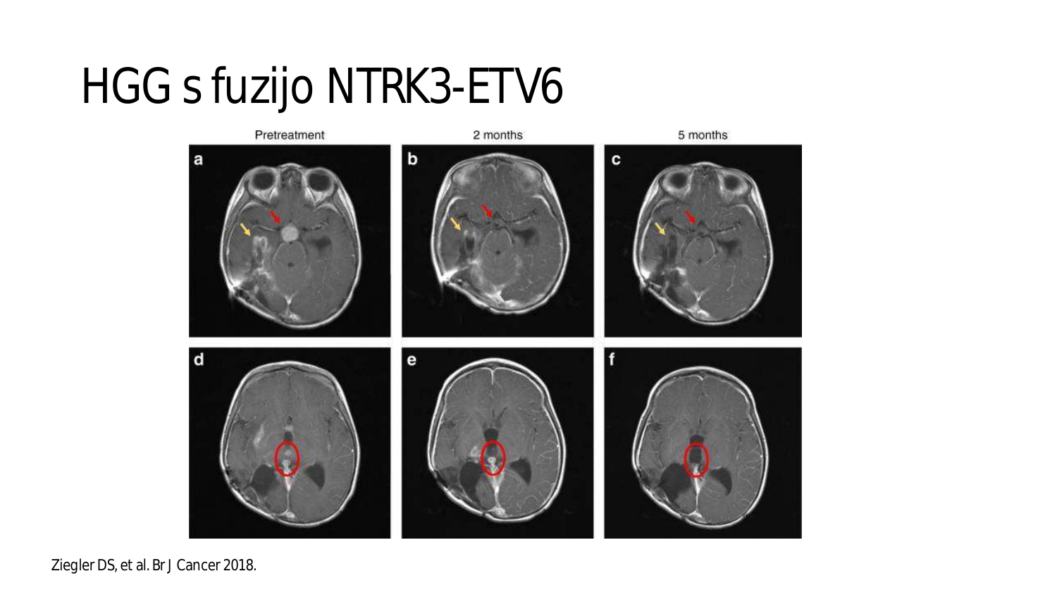# HGG s fuzijo NTRK3-ETV6

Ziegler DS, et al. Br J Cancer 2018.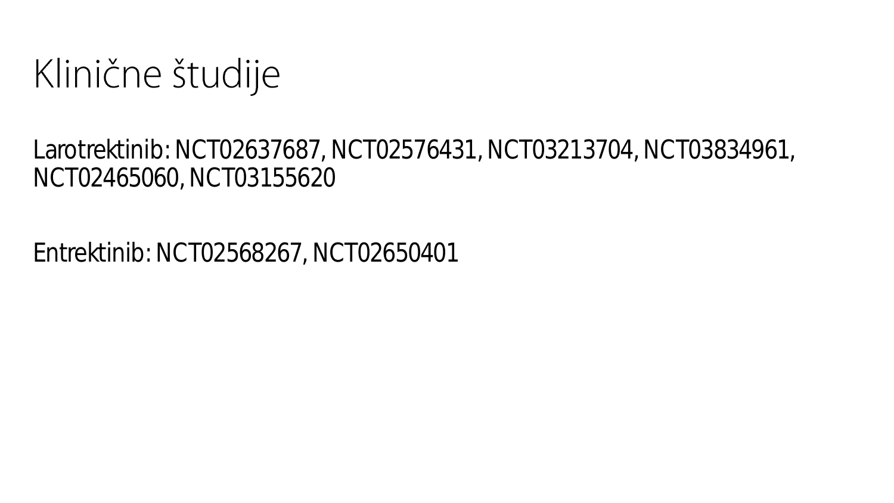# Klinične študije

Larotrektinib: NCT02637687, NCT02576431, NCT03213704, NCT03834961, NCT02465060, NCT03155620

Entrektinib: NCT02568267, NCT02650401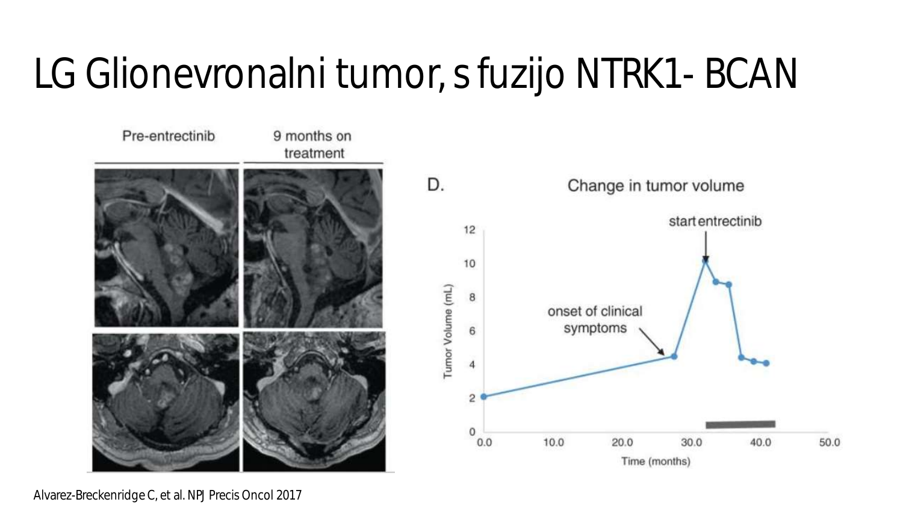# LG Glionevronalni tumor, s fuzijo NTRK1- BCAN

Pre-entrectinib

9 months on treatment

D.

Change in tumor volume

Alvarez-Breckenridge C, et al. NPJ Precis Oncol 2017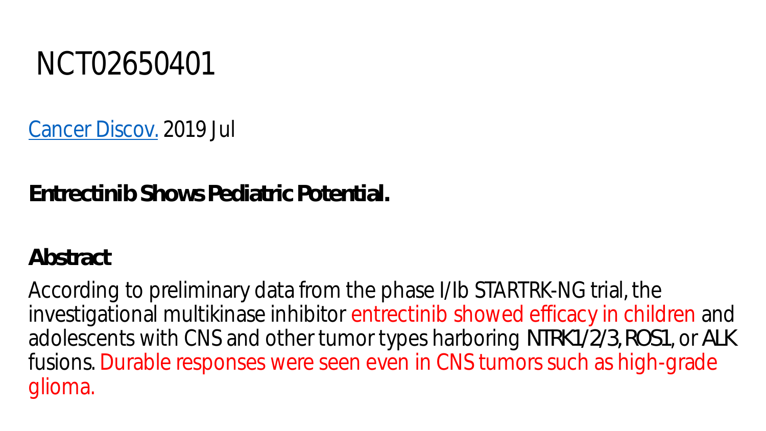# NCT02650401

Cancer Discov. 2019 Jul

**Entrectinib Shows Pediatric Potential.**

**Abstract**

According to preliminary data from the phase I/Ib STARTRK-NG trial, the investigational multikinase inhibitor entrectinib showed efficacy in children and adolescents with CNS and other tumor types harboring NTRK1/2/3, ROS1, or ALK fusions. Durable responses were seen even in CNS tumors such as high-grade glioma.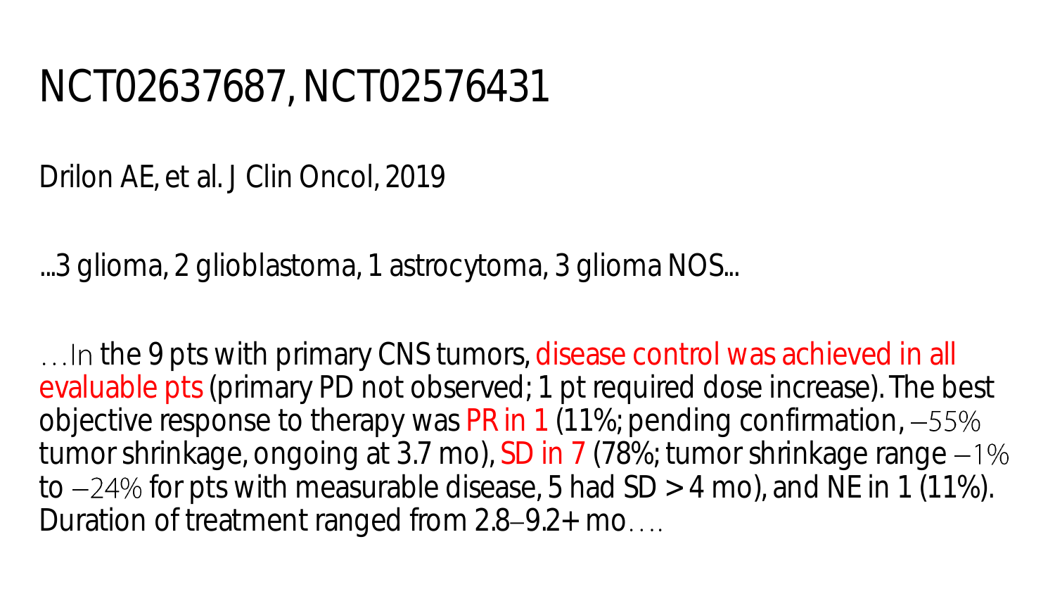# NCT02637687, NCT02576431

Drilon AE, et al. J Clin Oncol, 2019

...3 glioma, 2 glioblastoma, 1 astrocytoma, 3 glioma NOS...

…In the 9 pts with primary CNS tumors, disease control was achieved in all evaluable pts (primary PD not observed; 1 pt required dose increase). The best objective response to therapy was PR in 1 (11%; pending confirmation, −55% tumor shrinkage, ongoing at 3.7 mo), SD in 7 (78%; tumor shrinkage range −1% to −24% for pts with measurable disease, 5 had SD > 4 mo), and NE in 1 (11%). Duration of treatment ranged from 2.8–9.2+ mo….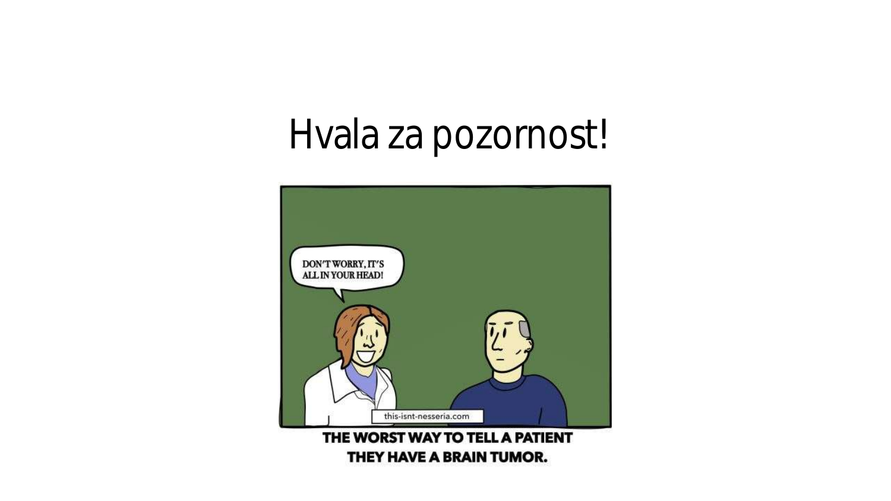# Hvala za pozornost!

DON'T WORRY, IT'S ALL IN YOUR HEAD!

this-isnt-nesseria.com

THE WORST WAY TO TELL A PATIENT THEY HAVE A BRAIN TUMOR.